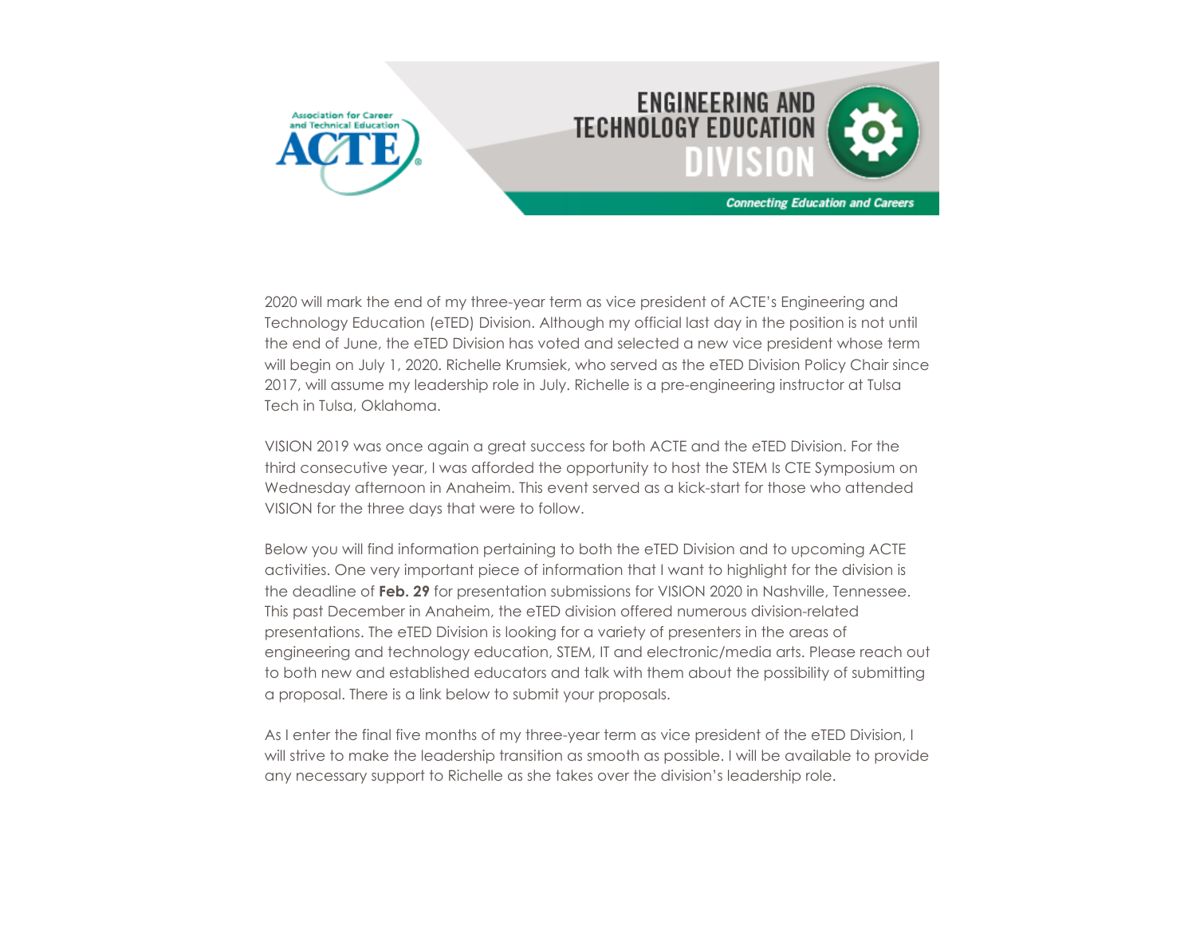Association for Career and Technical Education

ACTE

# ENGINEERING AND TECHNOLOGY EDUCATION DIVISION

*Connecting Education and Careers*

2020 will mark the end of my three-year term as vice president of ACTE's Engineering and Technology Education (eTED) Division. Although my official last day in the position is not until the end of June, the eTED Division has voted and selected a new vice president whose term will begin on July 1, 2020. Richelle Krumsiek, who served as the eTED Division Policy Chair since 2017, will assume my leadership role in July. Richelle is a pre-engineering instructor at Tulsa Tech in Tulsa, Oklahoma.

VISION 2019 was once again a great success for both ACTE and the eTED Division. For the third consecutive year, I was afforded the opportunity to host the STEM Is CTE Symposium on Wednesday afternoon in Anaheim. This event served as a kick-start for those who attended VISION for the three days that were to follow.

Below you will find information pertaining to both the eTED Division and to upcoming ACTE activities. One very important piece of information that I want to highlight for the division is the deadline of **Feb. 29** for presentation submissions for VISION 2020 in Nashville, Tennessee. This past December in Anaheim, the eTED division offered numerous division-related presentations. The eTED Division is looking for a variety of presenters in the areas of engineering and technology education, STEM, IT and electronic/media arts. Please reach out to both new and established educators and talk with them about the possibility of submitting a proposal. There is a link below to submit your proposals.

As I enter the final five months of my three-year term as vice president of the eTED Division, I will strive to make the leadership transition as smooth as possible. I will be available to provide any necessary support to Richelle as she takes over the division's leadership role.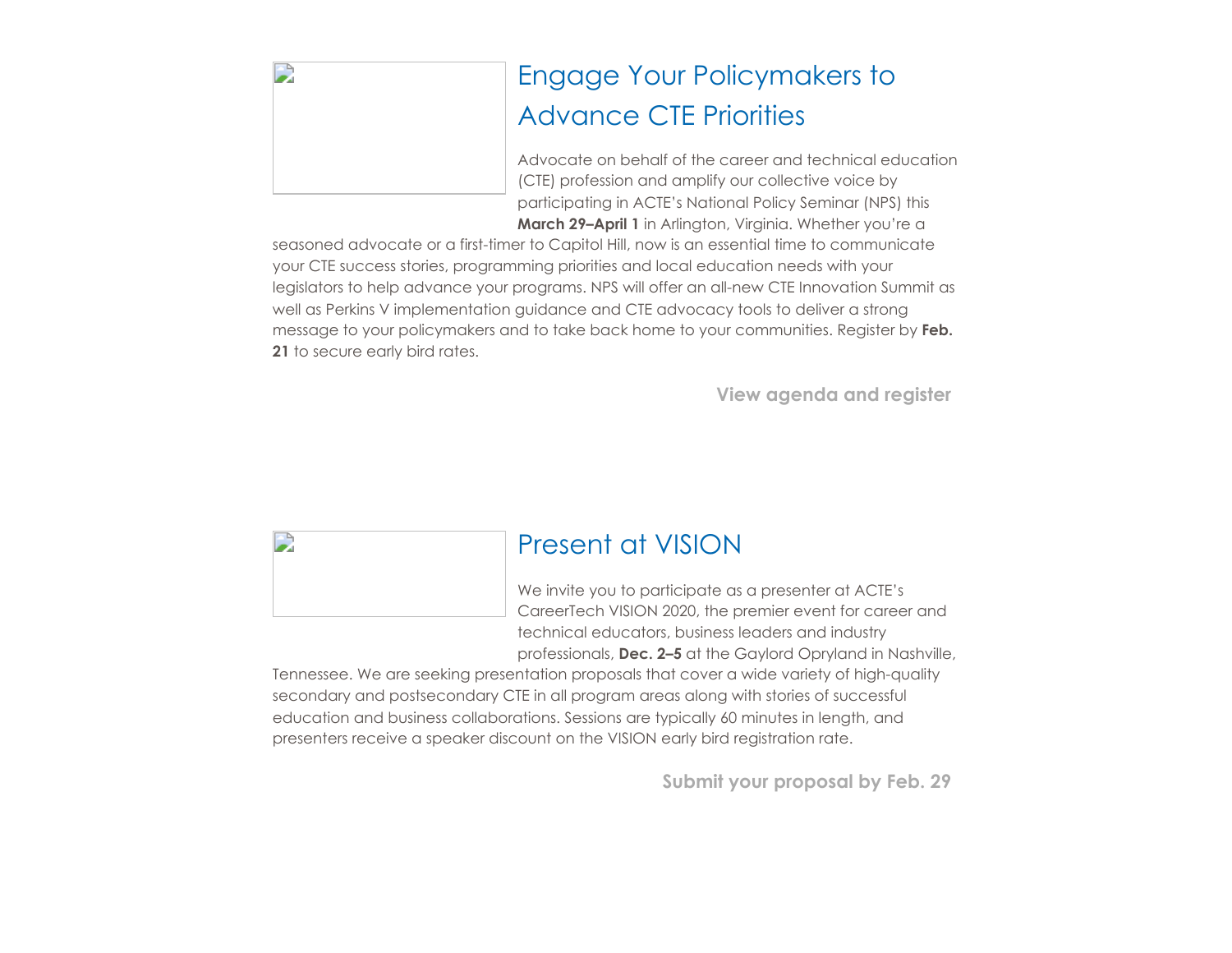## Engage Your Policymakers to Advance CTE Priorities

Advocate on behalf of the career and technical education (CTE) profession and amplify our collective voice by participating in ACTE's National Policy Seminar (NPS) this **March 29–April 1** in Arlington, Virginia. Whether you're a seasoned advocate or a first-timer to Capitol Hill, now is an essential time to communicate your CTE success stories, programming priorities and local education needs with your legislators to help advance your programs. NPS will offer an all-new CTE Innovation Summit as well as Perkins V implementation guidance and CTE advocacy tools to deliver a strong message to your policymakers and to take back home to your communities. Register by **Feb. 21** to secure early bird rates.

**View agenda and register**

## Present at VISION

We invite you to participate as a presenter at ACTE's CareerTech VISION 2020, the premier event for career and technical educators, business leaders and industry professionals, **Dec. 2–5** at the Gaylord Opryland in Nashville, Tennessee. We are seeking presentation proposals that cover a wide variety of high-quality secondary and postsecondary CTE in all program areas along with stories of successful education and business collaborations. Sessions are typically 60 minutes in length, and presenters receive a speaker discount on the VISION early bird registration rate.

**Submit your proposal by Feb. 29**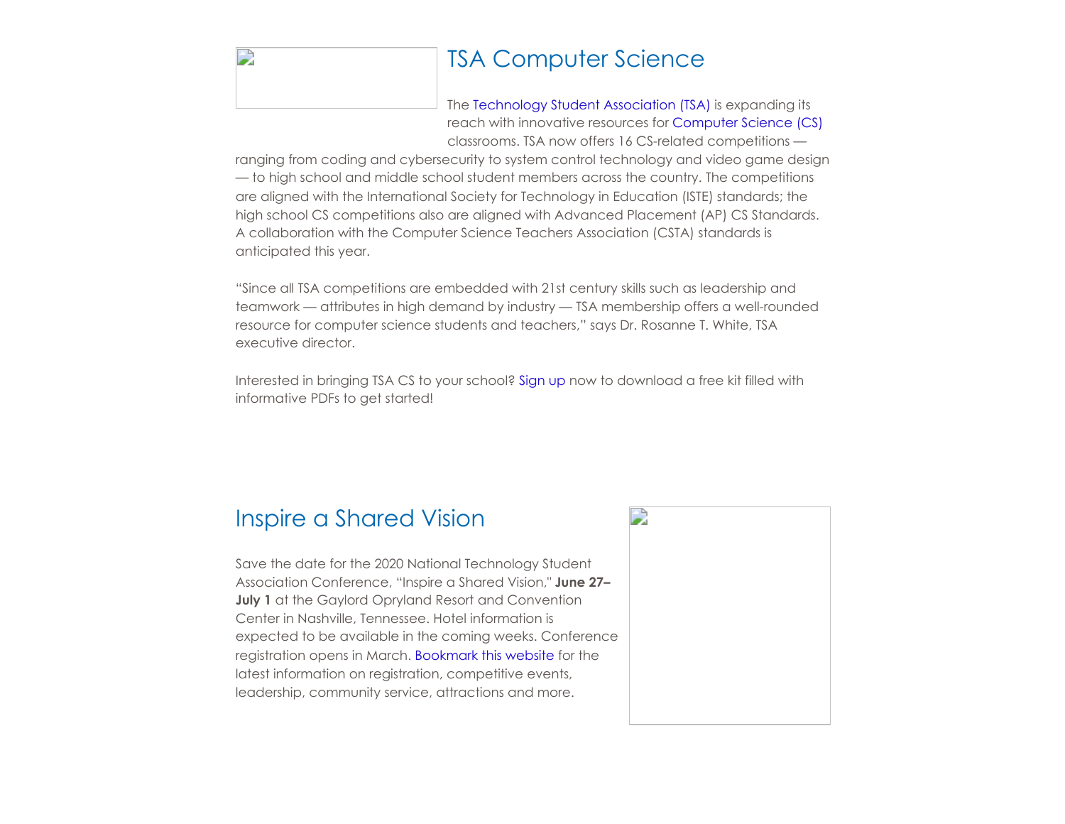## TSA Computer Science

The Technology Student Association (TSA) is expanding its reach with innovative resources for Computer Science (CS) classrooms. TSA now offers 16 CS-related competitions — ranging from coding and cybersecurity to system control technology and video game design — to high school and middle school student members across the country. The competitions are aligned with the International Society for Technology in Education (ISTE) standards; the high school CS competitions also are aligned with Advanced Placement (AP) CS Standards. A collaboration with the Computer Science Teachers Association (CSTA) standards is anticipated this year.

"Since all TSA competitions are embedded with 21st century skills such as leadership and teamwork — attributes in high demand by industry — TSA membership offers a well-rounded resource for computer science students and teachers," says Dr. Rosanne T. White, TSA executive director.

Interested in bringing TSA CS to your school? Sign up now to download a free kit filled with informative PDFs to get started!

## Inspire a Shared Vision

Save the date for the 2020 National Technology Student Association Conference, "Inspire a Shared Vision," **June 27–July 1** at the Gaylord Opryland Resort and Convention Center in Nashville, Tennessee. Hotel information is expected to be available in the coming weeks. Conference registration opens in March. Bookmark this website for the latest information on registration, competitive events, leadership, community service, attractions and more.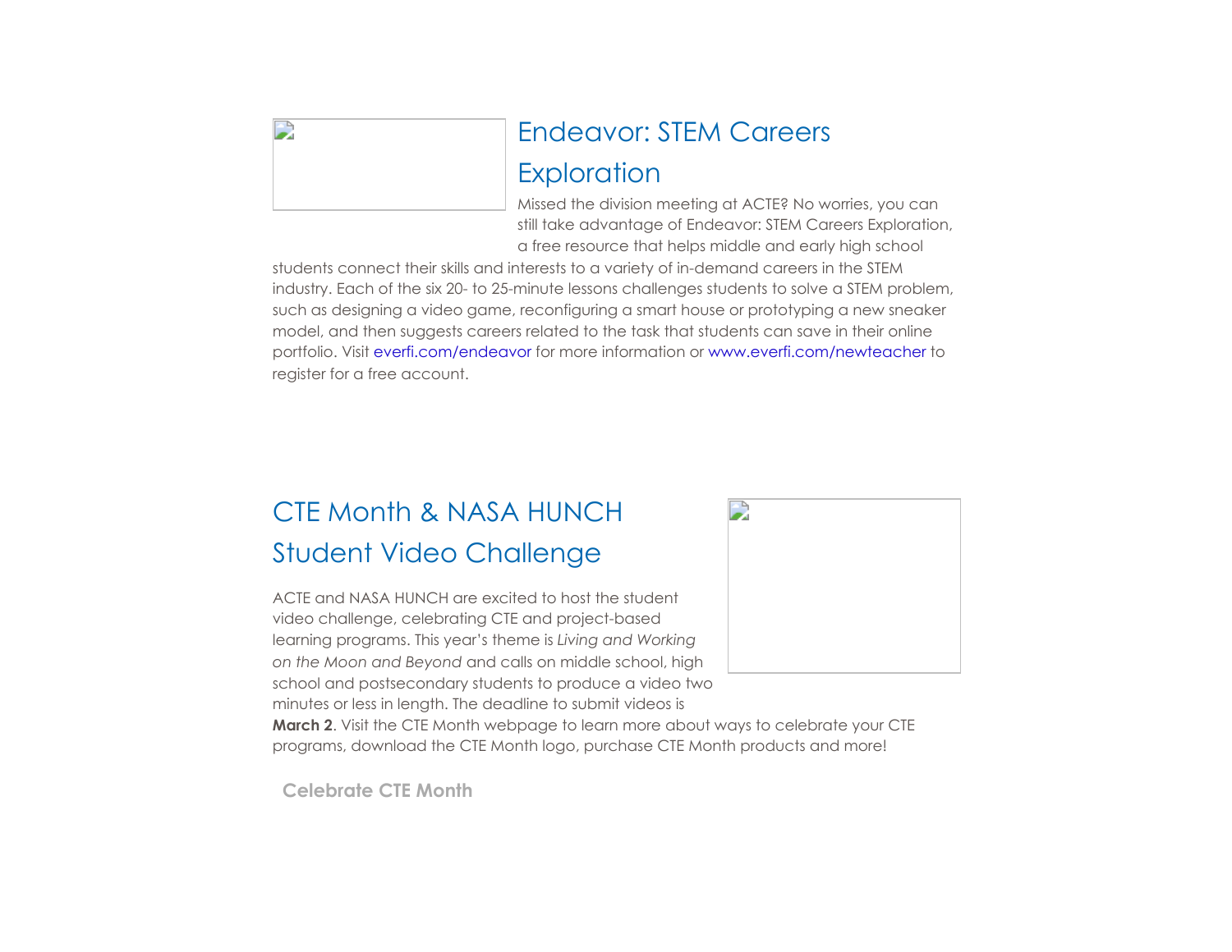## Endeavor: STEM Careers Exploration

Missed the division meeting at ACTE? No worries, you can still take advantage of Endeavor: STEM Careers Exploration, a free resource that helps middle and early high school students connect their skills and interests to a variety of in-demand careers in the STEM industry. Each of the six 20- to 25-minute lessons challenges students to solve a STEM problem, such as designing a video game, reconfiguring a smart house or prototyping a new sneaker model, and then suggests careers related to the task that students can save in their online portfolio. Visit everfi.com/endeavor for more information or www.everfi.com/newteacher to register for a free account.

## CTE Month & NASA HUNCH Student Video Challenge

ACTE and NASA HUNCH are excited to host the student video challenge, celebrating CTE and project-based learning programs. This year's theme is *Living and Working on the Moon and Beyond* and calls on middle school, high school and postsecondary students to produce a video two minutes or less in length. The deadline to submit videos is **March 2**. Visit the CTE Month webpage to learn more about ways to celebrate your CTE programs, download the CTE Month logo, purchase CTE Month products and more!

**Celebrate CTE Month**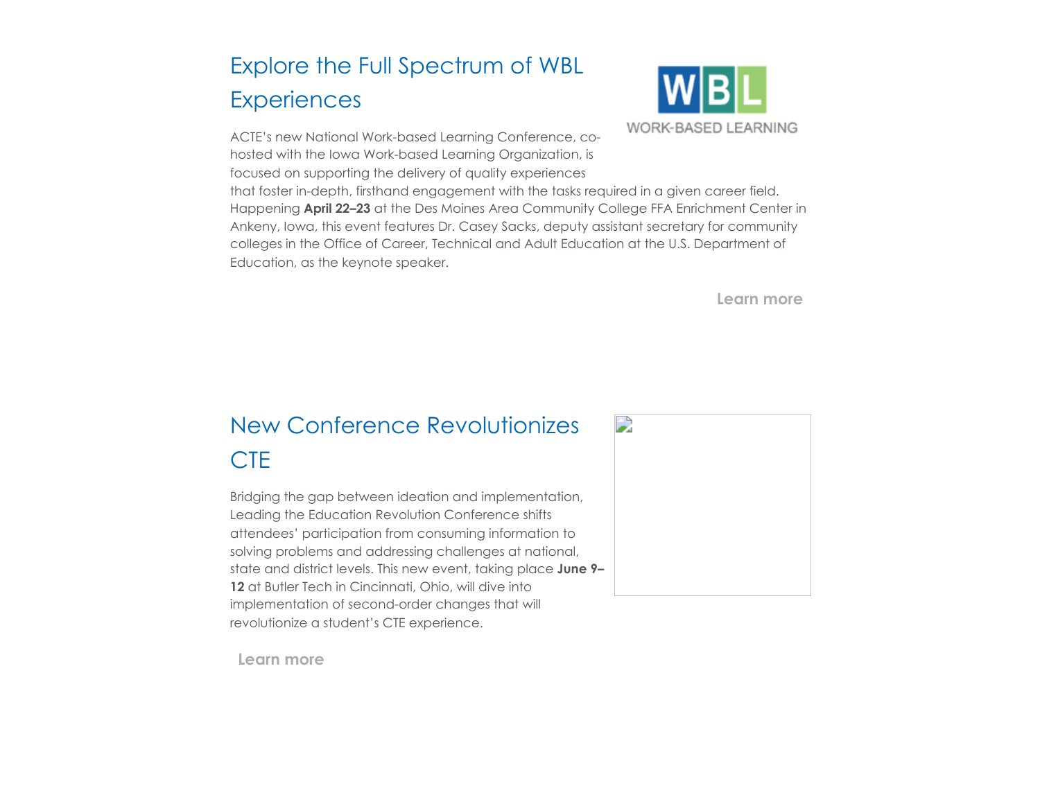## Explore the Full Spectrum of WBL Experiences

ACTE's new National Work-based Learning Conference, co-hosted with the Iowa Work-based Learning Organization, is focused on supporting the delivery of quality experiences that foster in-depth, firsthand engagement with the tasks required in a given career field. Happening **April 22–23** at the Des Moines Area Community College FFA Enrichment Center in Ankeny, Iowa, this event features Dr. Casey Sacks, deputy assistant secretary for community colleges in the Office of Career, Technical and Adult Education at the U.S. Department of Education, as the keynote speaker.

**Learn more**

## New Conference Revolutionizes CTE

Bridging the gap between ideation and implementation, Leading the Education Revolution Conference shifts attendees' participation from consuming information to solving problems and addressing challenges at national, state and district levels. This new event, taking place **June 9–12** at Butler Tech in Cincinnati, Ohio, will dive into implementation of second-order changes that will revolutionize a student's CTE experience.

**Learn more**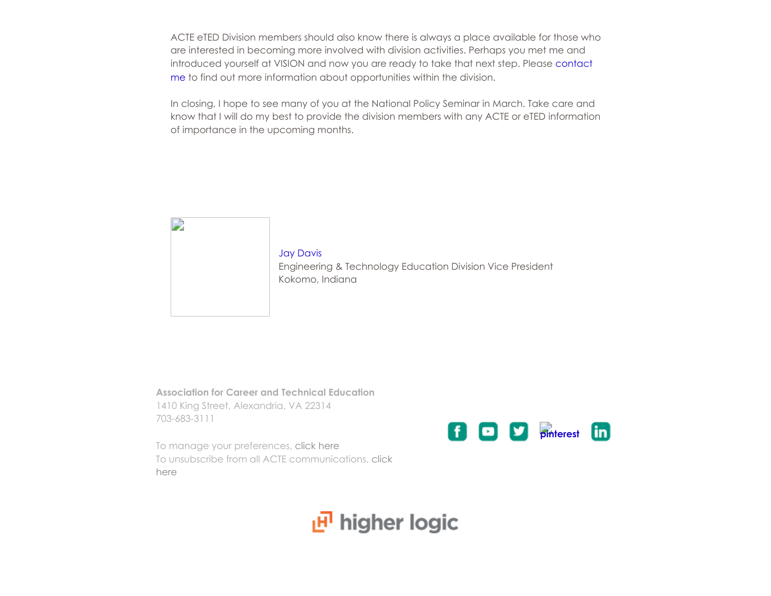ACTE eTED Division members should also know there is always a place available for those who are interested in becoming more involved with division activities. Perhaps you met me and introduced yourself at VISION and now you are ready to take that next step. Please contact me to find out more information about opportunities within the division.

In closing, I hope to see many of you at the National Policy Seminar in March. Take care and know that I will do my best to provide the division members with any ACTE or eTED information of importance in the upcoming months.

Jay Davis
Engineering & Technology Education Division Vice President
Kokomo, Indiana

**Association for Career and Technical Education**
1410 King Street, Alexandria, VA 22314
703-683-3111

To manage your preferences, click here
To unsubscribe from all ACTE communications, click here

pinterest

higher logic